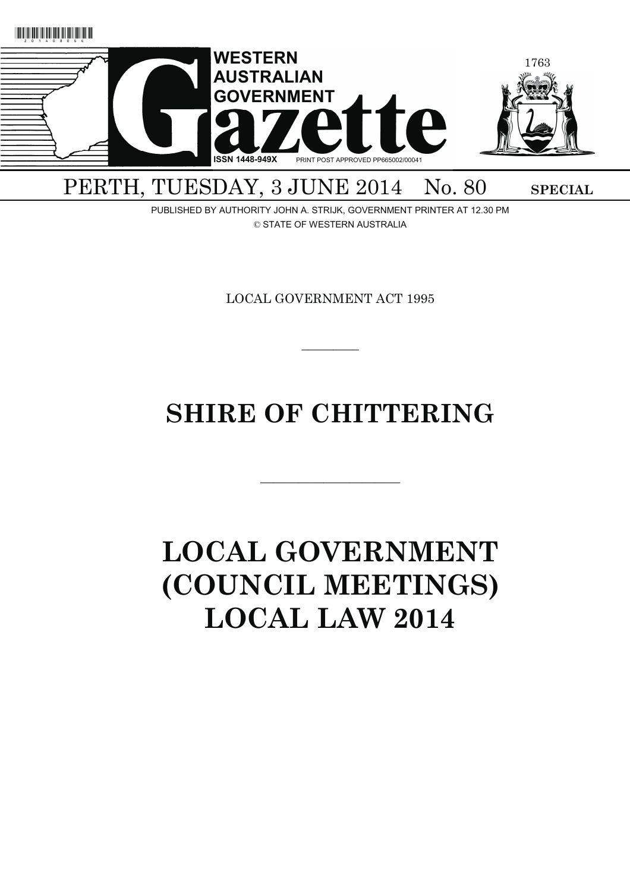# WESTERN AUSTRALIAN GOVERNMENT Gazette

ISSN 1448-949X PRINT POST APPROVED PP665002/00041

1763

PERTH, TUESDAY, 3 JUNE 2014 No. 80 **SPECIAL**

PUBLISHED BY AUTHORITY JOHN A. STRIJK, GOVERNMENT PRINTER AT 12.30 PM
© STATE OF WESTERN AUSTRALIA

LOCAL GOVERNMENT ACT 1995

---

# SHIRE OF CHITTERING

---

# LOCAL GOVERNMENT (COUNCIL MEETINGS) LOCAL LAW 2014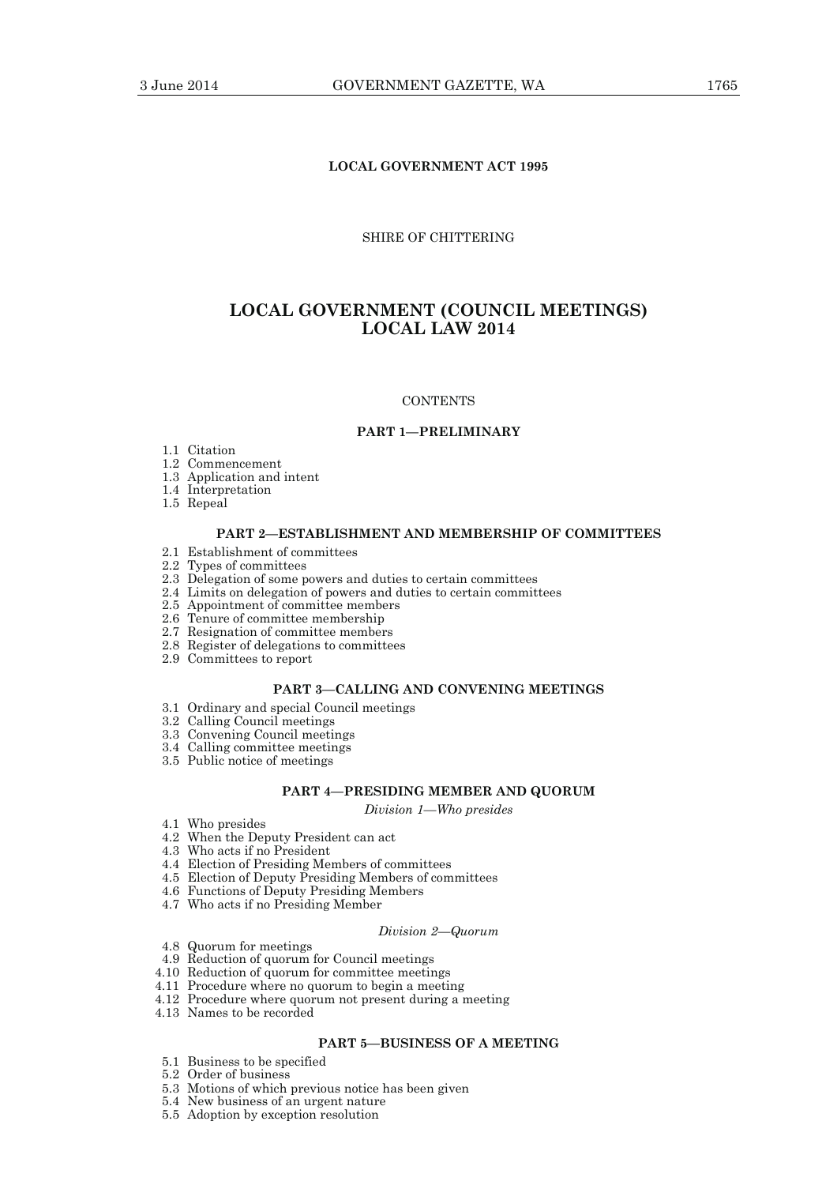**LOCAL GOVERNMENT ACT 1995**

SHIRE OF CHITTERING

# LOCAL GOVERNMENT (COUNCIL MEETINGS) LOCAL LAW 2014

CONTENTS

**PART 1—PRELIMINARY**

1.1 Citation
1.2 Commencement
1.3 Application and intent
1.4 Interpretation
1.5 Repeal

**PART 2—ESTABLISHMENT AND MEMBERSHIP OF COMMITTEES**

2.1 Establishment of committees
2.2 Types of committees
2.3 Delegation of some powers and duties to certain committees
2.4 Limits on delegation of powers and duties to certain committees
2.5 Appointment of committee members
2.6 Tenure of committee membership
2.7 Resignation of committee members
2.8 Register of delegations to committees
2.9 Committees to report

**PART 3—CALLING AND CONVENING MEETINGS**

3.1 Ordinary and special Council meetings
3.2 Calling Council meetings
3.3 Convening Council meetings
3.4 Calling committee meetings
3.5 Public notice of meetings

**PART 4—PRESIDING MEMBER AND QUORUM**

*Division 1—Who presides*

4.1 Who presides
4.2 When the Deputy President can act
4.3 Who acts if no President
4.4 Election of Presiding Members of committees
4.5 Election of Deputy Presiding Members of committees
4.6 Functions of Deputy Presiding Members
4.7 Who acts if no Presiding Member

*Division 2—Quorum*

4.8 Quorum for meetings
4.9 Reduction of quorum for Council meetings
4.10 Reduction of quorum for committee meetings
4.11 Procedure where no quorum to begin a meeting
4.12 Procedure where quorum not present during a meeting
4.13 Names to be recorded

**PART 5—BUSINESS OF A MEETING**

5.1 Business to be specified
5.2 Order of business
5.3 Motions of which previous notice has been given
5.4 New business of an urgent nature
5.5 Adoption by exception resolution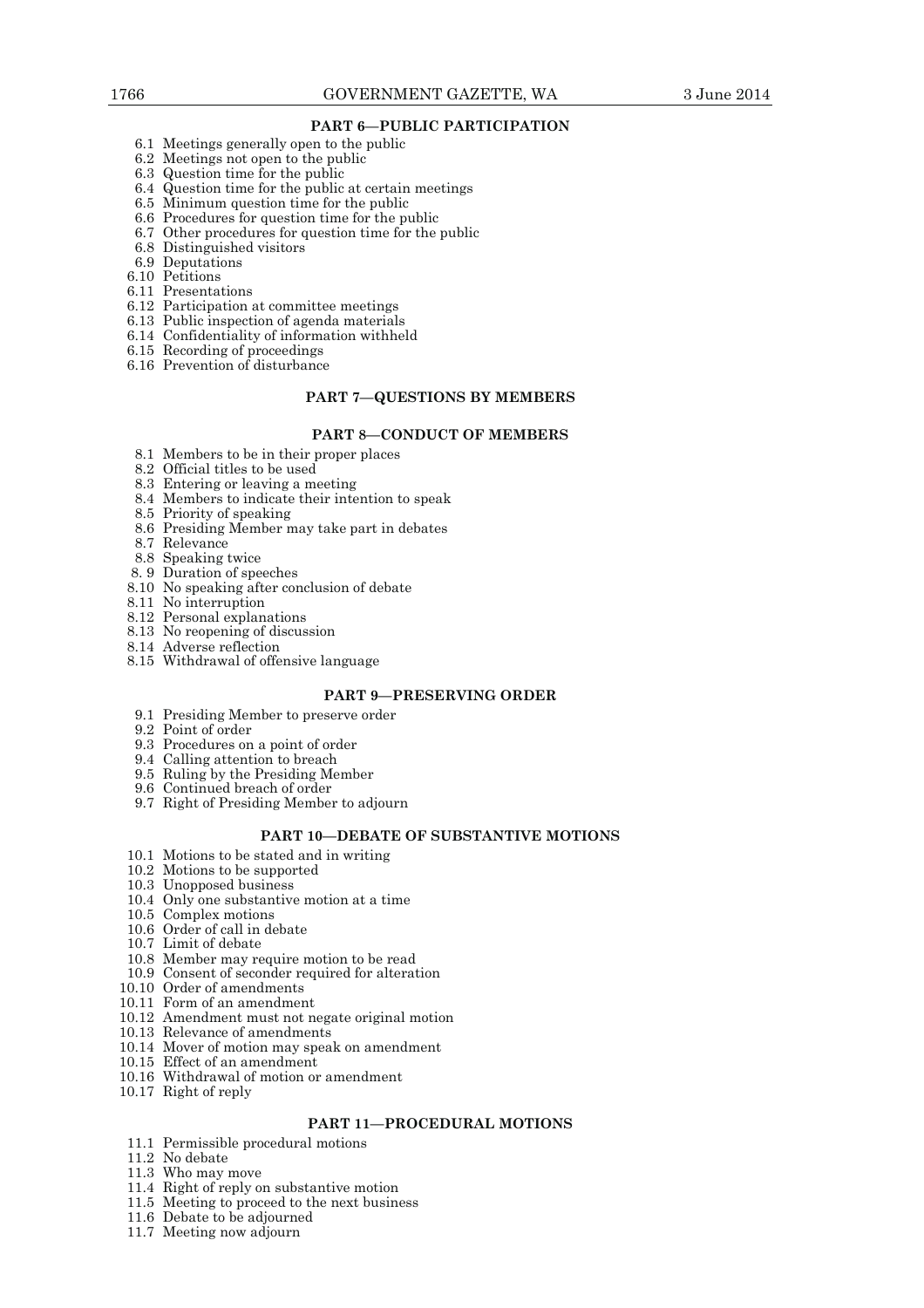**PART 6—PUBLIC PARTICIPATION**

6.1 Meetings generally open to the public
6.2 Meetings not open to the public
6.3 Question time for the public
6.4 Question time for the public at certain meetings
6.5 Minimum question time for the public
6.6 Procedures for question time for the public
6.7 Other procedures for question time for the public
6.8 Distinguished visitors
6.9 Deputations
6.10 Petitions
6.11 Presentations
6.12 Participation at committee meetings
6.13 Public inspection of agenda materials
6.14 Confidentiality of information withheld
6.15 Recording of proceedings
6.16 Prevention of disturbance

**PART 7—QUESTIONS BY MEMBERS**

**PART 8—CONDUCT OF MEMBERS**

8.1 Members to be in their proper places
8.2 Official titles to be used
8.3 Entering or leaving a meeting
8.4 Members to indicate their intention to speak
8.5 Priority of speaking
8.6 Presiding Member may take part in debates
8.7 Relevance
8.8 Speaking twice
8. 9 Duration of speeches
8.10 No speaking after conclusion of debate
8.11 No interruption
8.12 Personal explanations
8.13 No reopening of discussion
8.14 Adverse reflection
8.15 Withdrawal of offensive language

**PART 9—PRESERVING ORDER**

9.1 Presiding Member to preserve order
9.2 Point of order
9.3 Procedures on a point of order
9.4 Calling attention to breach
9.5 Ruling by the Presiding Member
9.6 Continued breach of order
9.7 Right of Presiding Member to adjourn

**PART 10—DEBATE OF SUBSTANTIVE MOTIONS**

10.1 Motions to be stated and in writing
10.2 Motions to be supported
10.3 Unopposed business
10.4 Only one substantive motion at a time
10.5 Complex motions
10.6 Order of call in debate
10.7 Limit of debate
10.8 Member may require motion to be read
10.9 Consent of seconder required for alteration
10.10 Order of amendments
10.11 Form of an amendment
10.12 Amendment must not negate original motion
10.13 Relevance of amendments
10.14 Mover of motion may speak on amendment
10.15 Effect of an amendment
10.16 Withdrawal of motion or amendment
10.17 Right of reply

**PART 11—PROCEDURAL MOTIONS**

11.1 Permissible procedural motions
11.2 No debate
11.3 Who may move
11.4 Right of reply on substantive motion
11.5 Meeting to proceed to the next business
11.6 Debate to be adjourned
11.7 Meeting now adjourn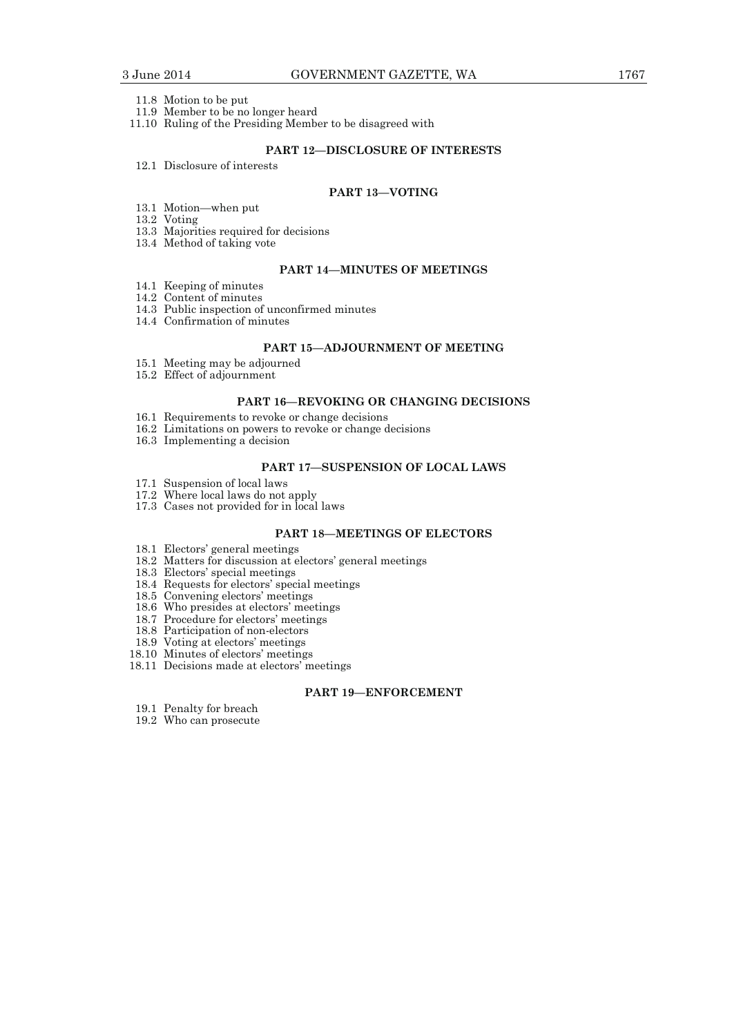11.8 Motion to be put
11.9 Member to be no longer heard
11.10 Ruling of the Presiding Member to be disagreed with

**PART 12—DISCLOSURE OF INTERESTS**

12.1 Disclosure of interests

**PART 13—VOTING**

13.1 Motion—when put
13.2 Voting
13.3 Majorities required for decisions
13.4 Method of taking vote

**PART 14—MINUTES OF MEETINGS**

14.1 Keeping of minutes
14.2 Content of minutes
14.3 Public inspection of unconfirmed minutes
14.4 Confirmation of minutes

**PART 15—ADJOURNMENT OF MEETING**

15.1 Meeting may be adjourned
15.2 Effect of adjournment

**PART 16—REVOKING OR CHANGING DECISIONS**

16.1 Requirements to revoke or change decisions
16.2 Limitations on powers to revoke or change decisions
16.3 Implementing a decision

**PART 17—SUSPENSION OF LOCAL LAWS**

17.1 Suspension of local laws
17.2 Where local laws do not apply
17.3 Cases not provided for in local laws

**PART 18—MEETINGS OF ELECTORS**

18.1 Electors' general meetings
18.2 Matters for discussion at electors' general meetings
18.3 Electors' special meetings
18.4 Requests for electors' special meetings
18.5 Convening electors' meetings
18.6 Who presides at electors' meetings
18.7 Procedure for electors' meetings
18.8 Participation of non-electors
18.9 Voting at electors' meetings
18.10 Minutes of electors' meetings
18.11 Decisions made at electors' meetings

**PART 19—ENFORCEMENT**

19.1 Penalty for breach
19.2 Who can prosecute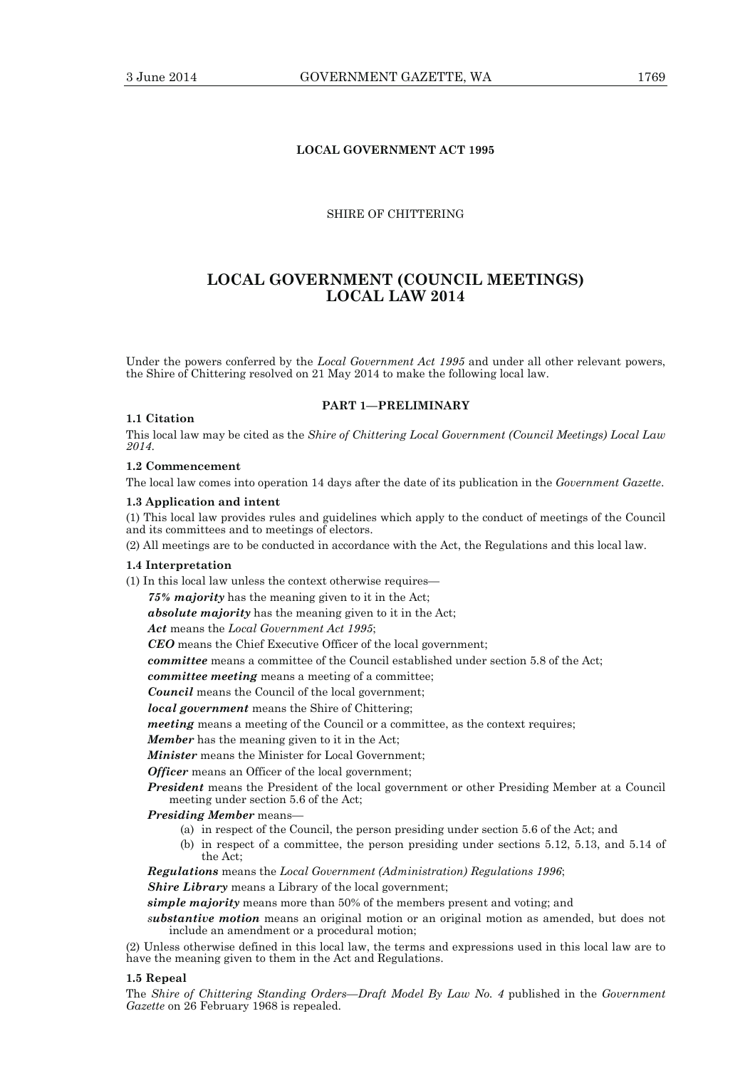**LOCAL GOVERNMENT ACT 1995**

SHIRE OF CHITTERING

# LOCAL GOVERNMENT (COUNCIL MEETINGS) LOCAL LAW 2014

Under the powers conferred by the *Local Government Act 1995* and under all other relevant powers, the Shire of Chittering resolved on 21 May 2014 to make the following local law.

## PART 1—PRELIMINARY

**1.1 Citation**

This local law may be cited as the *Shire of Chittering Local Government (Council Meetings) Local Law 2014*.

**1.2 Commencement**

The local law comes into operation 14 days after the date of its publication in the *Government Gazette*.

**1.3 Application and intent**

(1) This local law provides rules and guidelines which apply to the conduct of meetings of the Council and its committees and to meetings of electors.

(2) All meetings are to be conducted in accordance with the Act, the Regulations and this local law.

**1.4 Interpretation**

(1) In this local law unless the context otherwise requires—

***75% majority*** has the meaning given to it in the Act;

***absolute majority*** has the meaning given to it in the Act;

***Act*** means the *Local Government Act 1995*;

***CEO*** means the Chief Executive Officer of the local government;

***committee*** means a committee of the Council established under section 5.8 of the Act;

***committee meeting*** means a meeting of a committee;

***Council*** means the Council of the local government;

***local government*** means the Shire of Chittering;

***meeting*** means a meeting of the Council or a committee, as the context requires;

***Member*** has the meaning given to it in the Act;

***Minister*** means the Minister for Local Government;

***Officer*** means an Officer of the local government;

***President*** means the President of the local government or other Presiding Member at a Council meeting under section 5.6 of the Act;

***Presiding Member*** means—

(a) in respect of the Council, the person presiding under section 5.6 of the Act; and

(b) in respect of a committee, the person presiding under sections 5.12, 5.13, and 5.14 of the Act;

***Regulations*** means the *Local Government (Administration) Regulations 1996*;

***Shire Library*** means a Library of the local government;

***simple majority*** means more than 50% of the members present and voting; and

***substantive motion*** means an original motion or an original motion as amended, but does not include an amendment or a procedural motion;

(2) Unless otherwise defined in this local law, the terms and expressions used in this local law are to have the meaning given to them in the Act and Regulations.

**1.5 Repeal**

The *Shire of Chittering Standing Orders—Draft Model By Law No. 4* published in the *Government Gazette* on 26 February 1968 is repealed.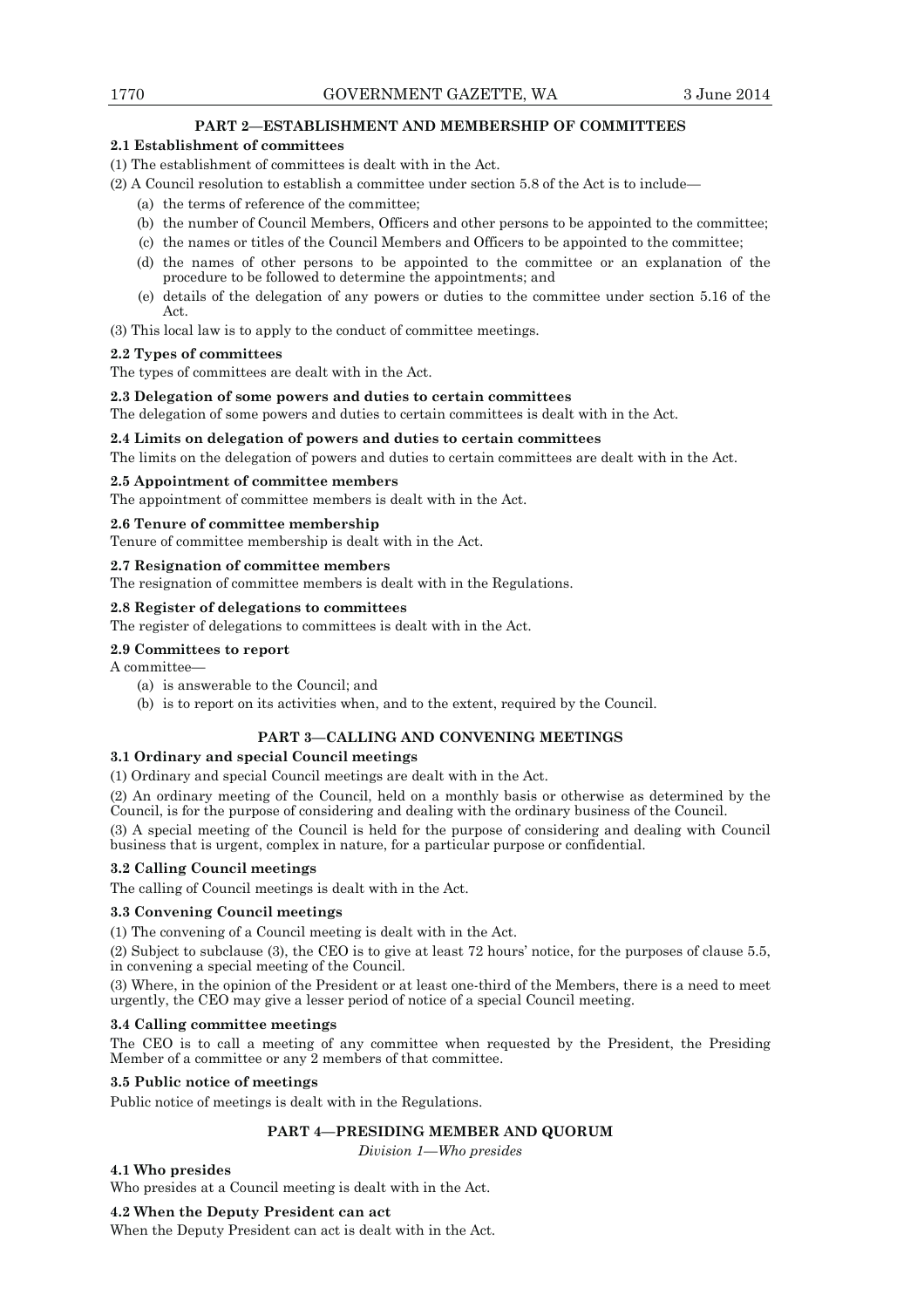## PART 2—ESTABLISHMENT AND MEMBERSHIP OF COMMITTEES

### 2.1 Establishment of committees

(1) The establishment of committees is dealt with in the Act.

(2) A Council resolution to establish a committee under section 5.8 of the Act is to include—

- (a) the terms of reference of the committee;
- (b) the number of Council Members, Officers and other persons to be appointed to the committee;
- (c) the names or titles of the Council Members and Officers to be appointed to the committee;
- (d) the names of other persons to be appointed to the committee or an explanation of the procedure to be followed to determine the appointments; and
- (e) details of the delegation of any powers or duties to the committee under section 5.16 of the Act.

(3) This local law is to apply to the conduct of committee meetings.

### 2.2 Types of committees

The types of committees are dealt with in the Act.

### 2.3 Delegation of some powers and duties to certain committees

The delegation of some powers and duties to certain committees is dealt with in the Act.

### 2.4 Limits on delegation of powers and duties to certain committees

The limits on the delegation of powers and duties to certain committees are dealt with in the Act.

### 2.5 Appointment of committee members

The appointment of committee members is dealt with in the Act.

### 2.6 Tenure of committee membership

Tenure of committee membership is dealt with in the Act.

### 2.7 Resignation of committee members

The resignation of committee members is dealt with in the Regulations.

### 2.8 Register of delegations to committees

The register of delegations to committees is dealt with in the Act.

### 2.9 Committees to report

A committee—

- (a) is answerable to the Council; and
- (b) is to report on its activities when, and to the extent, required by the Council.

## PART 3—CALLING AND CONVENING MEETINGS

### 3.1 Ordinary and special Council meetings

(1) Ordinary and special Council meetings are dealt with in the Act.

(2) An ordinary meeting of the Council, held on a monthly basis or otherwise as determined by the Council, is for the purpose of considering and dealing with the ordinary business of the Council.

(3) A special meeting of the Council is held for the purpose of considering and dealing with Council business that is urgent, complex in nature, for a particular purpose or confidential.

### 3.2 Calling Council meetings

The calling of Council meetings is dealt with in the Act.

### 3.3 Convening Council meetings

(1) The convening of a Council meeting is dealt with in the Act.

(2) Subject to subclause (3), the CEO is to give at least 72 hours' notice, for the purposes of clause 5.5, in convening a special meeting of the Council.

(3) Where, in the opinion of the President or at least one-third of the Members, there is a need to meet urgently, the CEO may give a lesser period of notice of a special Council meeting.

### 3.4 Calling committee meetings

The CEO is to call a meeting of any committee when requested by the President, the Presiding Member of a committee or any 2 members of that committee.

### 3.5 Public notice of meetings

Public notice of meetings is dealt with in the Regulations.

## PART 4—PRESIDING MEMBER AND QUORUM

*Division 1—Who presides*

### 4.1 Who presides

Who presides at a Council meeting is dealt with in the Act.

### 4.2 When the Deputy President can act

When the Deputy President can act is dealt with in the Act.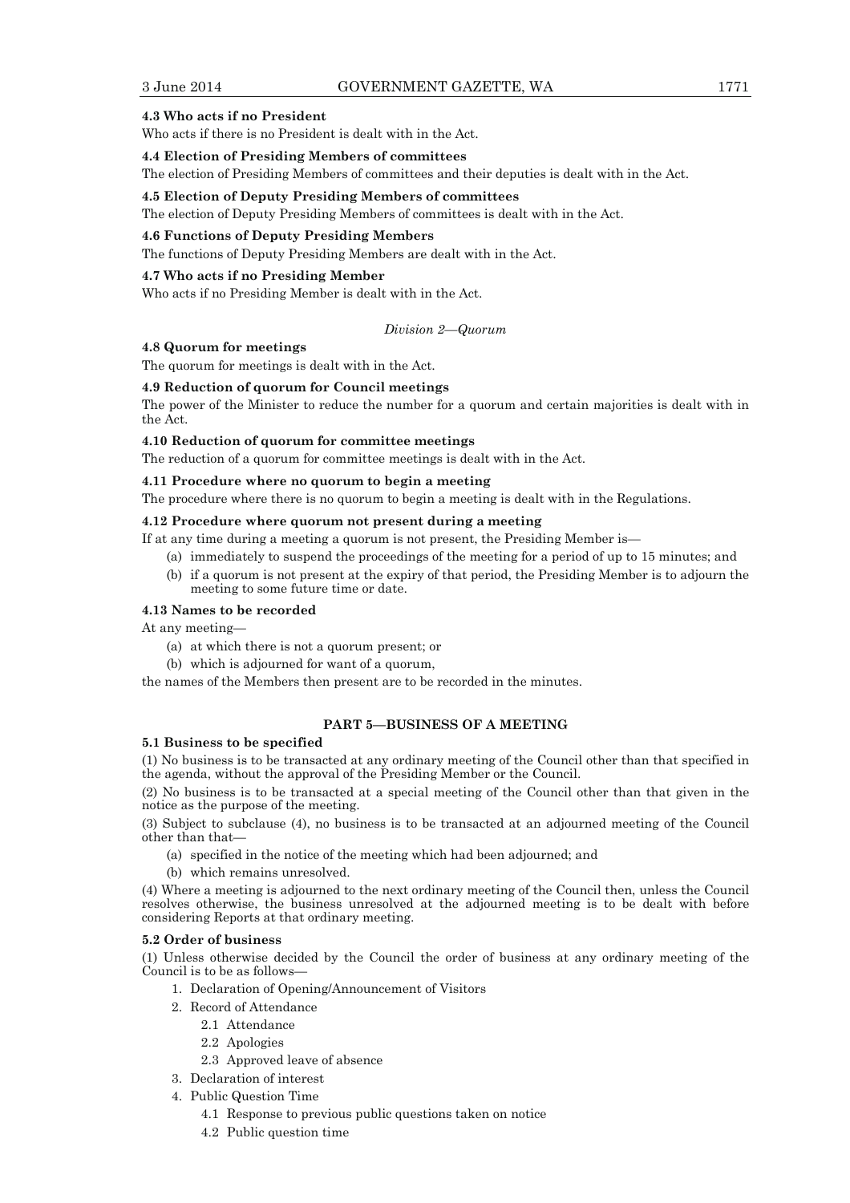**4.3 Who acts if no President**

Who acts if there is no President is dealt with in the Act.

**4.4 Election of Presiding Members of committees**

The election of Presiding Members of committees and their deputies is dealt with in the Act.

**4.5 Election of Deputy Presiding Members of committees**

The election of Deputy Presiding Members of committees is dealt with in the Act.

**4.6 Functions of Deputy Presiding Members**

The functions of Deputy Presiding Members are dealt with in the Act.

**4.7 Who acts if no Presiding Member**

Who acts if no Presiding Member is dealt with in the Act.

*Division 2—Quorum*

**4.8 Quorum for meetings**

The quorum for meetings is dealt with in the Act.

**4.9 Reduction of quorum for Council meetings**

The power of the Minister to reduce the number for a quorum and certain majorities is dealt with in the Act.

**4.10 Reduction of quorum for committee meetings**

The reduction of a quorum for committee meetings is dealt with in the Act.

**4.11 Procedure where no quorum to begin a meeting**

The procedure where there is no quorum to begin a meeting is dealt with in the Regulations.

**4.12 Procedure where quorum not present during a meeting**

If at any time during a meeting a quorum is not present, the Presiding Member is—

(a) immediately to suspend the proceedings of the meeting for a period of up to 15 minutes; and

(b) if a quorum is not present at the expiry of that period, the Presiding Member is to adjourn the meeting to some future time or date.

**4.13 Names to be recorded**

At any meeting—

(a) at which there is not a quorum present; or

(b) which is adjourned for want of a quorum,

the names of the Members then present are to be recorded in the minutes.

## PART 5—BUSINESS OF A MEETING

**5.1 Business to be specified**

(1) No business is to be transacted at any ordinary meeting of the Council other than that specified in the agenda, without the approval of the Presiding Member or the Council.

(2) No business is to be transacted at a special meeting of the Council other than that given in the notice as the purpose of the meeting.

(3) Subject to subclause (4), no business is to be transacted at an adjourned meeting of the Council other than that—

(a) specified in the notice of the meeting which had been adjourned; and

(b) which remains unresolved.

(4) Where a meeting is adjourned to the next ordinary meeting of the Council then, unless the Council resolves otherwise, the business unresolved at the adjourned meeting is to be dealt with before considering Reports at that ordinary meeting.

**5.2 Order of business**

(1) Unless otherwise decided by the Council the order of business at any ordinary meeting of the Council is to be as follows—

1. Declaration of Opening/Announcement of Visitors
2. Record of Attendance
   - 2.1 Attendance
   - 2.2 Apologies
   - 2.3 Approved leave of absence
3. Declaration of interest
4. Public Question Time
   - 4.1 Response to previous public questions taken on notice
   - 4.2 Public question time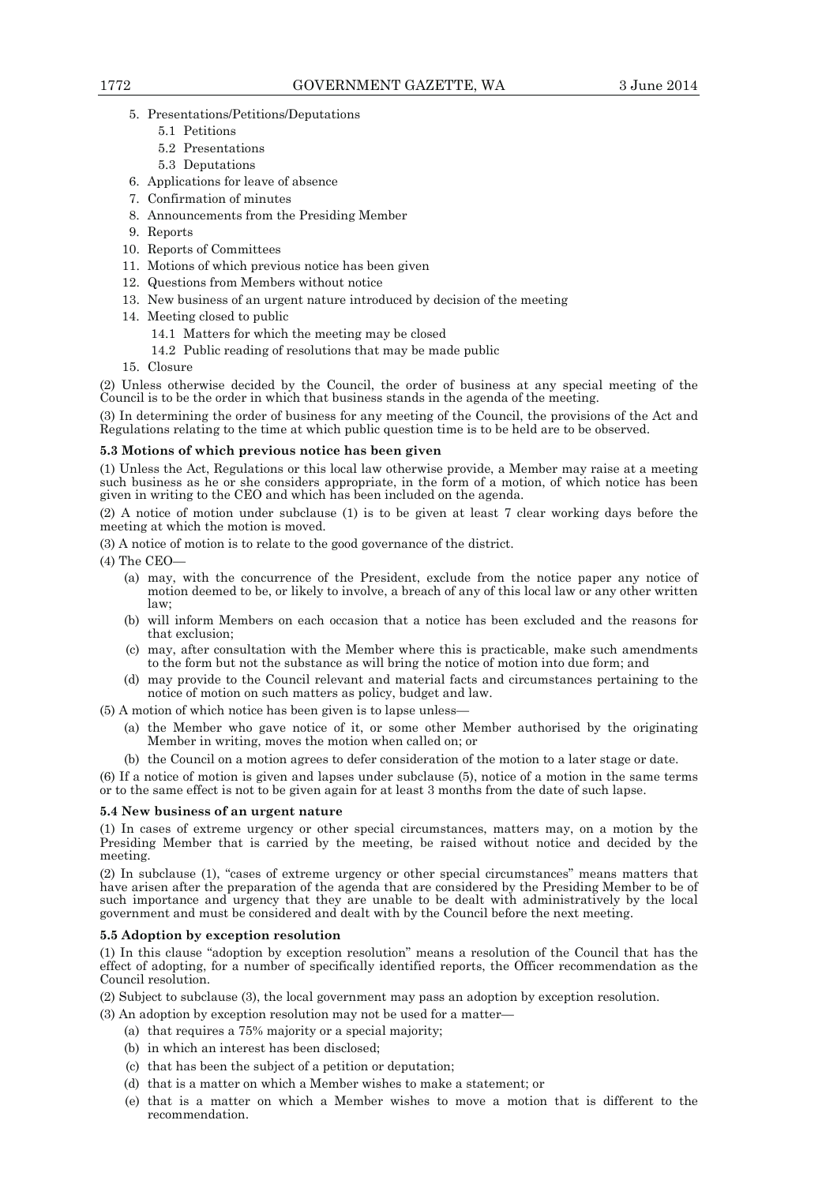5. Presentations/Petitions/Deputations
   5.1 Petitions
   5.2 Presentations
   5.3 Deputations
6. Applications for leave of absence
7. Confirmation of minutes
8. Announcements from the Presiding Member
9. Reports
10. Reports of Committees
11. Motions of which previous notice has been given
12. Questions from Members without notice
13. New business of an urgent nature introduced by decision of the meeting
14. Meeting closed to public
    14.1 Matters for which the meeting may be closed
    14.2 Public reading of resolutions that may be made public
15. Closure

(2) Unless otherwise decided by the Council, the order of business at any special meeting of the Council is to be the order in which that business stands in the agenda of the meeting.

(3) In determining the order of business for any meeting of the Council, the provisions of the Act and Regulations relating to the time at which public question time is to be held are to be observed.

**5.3 Motions of which previous notice has been given**

(1) Unless the Act, Regulations or this local law otherwise provide, a Member may raise at a meeting such business as he or she considers appropriate, in the form of a motion, of which notice has been given in writing to the CEO and which has been included on the agenda.

(2) A notice of motion under subclause (1) is to be given at least 7 clear working days before the meeting at which the motion is moved.

(3) A notice of motion is to relate to the good governance of the district.

(4) The CEO—

(a) may, with the concurrence of the President, exclude from the notice paper any notice of motion deemed to be, or likely to involve, a breach of any of this local law or any other written law;

(b) will inform Members on each occasion that a notice has been excluded and the reasons for that exclusion;

(c) may, after consultation with the Member where this is practicable, make such amendments to the form but not the substance as will bring the notice of motion into due form; and

(d) may provide to the Council relevant and material facts and circumstances pertaining to the notice of motion on such matters as policy, budget and law.

(5) A motion of which notice has been given is to lapse unless—

(a) the Member who gave notice of it, or some other Member authorised by the originating Member in writing, moves the motion when called on; or

(b) the Council on a motion agrees to defer consideration of the motion to a later stage or date.

(6) If a notice of motion is given and lapses under subclause (5), notice of a motion in the same terms or to the same effect is not to be given again for at least 3 months from the date of such lapse.

**5.4 New business of an urgent nature**

(1) In cases of extreme urgency or other special circumstances, matters may, on a motion by the Presiding Member that is carried by the meeting, be raised without notice and decided by the meeting.

(2) In subclause (1), "cases of extreme urgency or other special circumstances" means matters that have arisen after the preparation of the agenda that are considered by the Presiding Member to be of such importance and urgency that they are unable to be dealt with administratively by the local government and must be considered and dealt with by the Council before the next meeting.

**5.5 Adoption by exception resolution**

(1) In this clause "adoption by exception resolution" means a resolution of the Council that has the effect of adopting, for a number of specifically identified reports, the Officer recommendation as the Council resolution.

(2) Subject to subclause (3), the local government may pass an adoption by exception resolution.

(3) An adoption by exception resolution may not be used for a matter—

(a) that requires a 75% majority or a special majority;

(b) in which an interest has been disclosed;

(c) that has been the subject of a petition or deputation;

(d) that is a matter on which a Member wishes to make a statement; or

(e) that is a matter on which a Member wishes to move a motion that is different to the recommendation.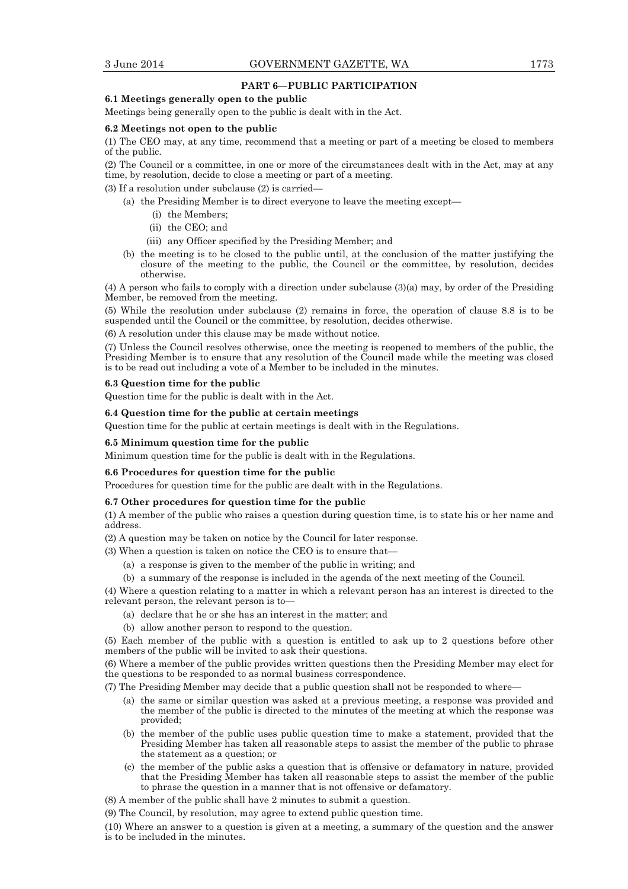## PART 6—PUBLIC PARTICIPATION

**6.1 Meetings generally open to the public**

Meetings being generally open to the public is dealt with in the Act.

**6.2 Meetings not open to the public**

(1) The CEO may, at any time, recommend that a meeting or part of a meeting be closed to members of the public.

(2) The Council or a committee, in one or more of the circumstances dealt with in the Act, may at any time, by resolution, decide to close a meeting or part of a meeting.

(3) If a resolution under subclause (2) is carried—

- (a) the Presiding Member is to direct everyone to leave the meeting except—
  - (i) the Members;
  - (ii) the CEO; and
  - (iii) any Officer specified by the Presiding Member; and
- (b) the meeting is to be closed to the public until, at the conclusion of the matter justifying the closure of the meeting to the public, the Council or the committee, by resolution, decides otherwise.

(4) A person who fails to comply with a direction under subclause (3)(a) may, by order of the Presiding Member, be removed from the meeting.

(5) While the resolution under subclause (2) remains in force, the operation of clause 8.8 is to be suspended until the Council or the committee, by resolution, decides otherwise.

(6) A resolution under this clause may be made without notice.

(7) Unless the Council resolves otherwise, once the meeting is reopened to members of the public, the Presiding Member is to ensure that any resolution of the Council made while the meeting was closed is to be read out including a vote of a Member to be included in the minutes.

**6.3 Question time for the public**

Question time for the public is dealt with in the Act.

**6.4 Question time for the public at certain meetings**

Question time for the public at certain meetings is dealt with in the Regulations.

**6.5 Minimum question time for the public**

Minimum question time for the public is dealt with in the Regulations.

**6.6 Procedures for question time for the public**

Procedures for question time for the public are dealt with in the Regulations.

**6.7 Other procedures for question time for the public**

(1) A member of the public who raises a question during question time, is to state his or her name and address.

(2) A question may be taken on notice by the Council for later response.

(3) When a question is taken on notice the CEO is to ensure that—

- (a) a response is given to the member of the public in writing; and
- (b) a summary of the response is included in the agenda of the next meeting of the Council.

(4) Where a question relating to a matter in which a relevant person has an interest is directed to the relevant person, the relevant person is to—

- (a) declare that he or she has an interest in the matter; and
- (b) allow another person to respond to the question.

(5) Each member of the public with a question is entitled to ask up to 2 questions before other members of the public will be invited to ask their questions.

(6) Where a member of the public provides written questions then the Presiding Member may elect for the questions to be responded to as normal business correspondence.

(7) The Presiding Member may decide that a public question shall not be responded to where—

- (a) the same or similar question was asked at a previous meeting, a response was provided and the member of the public is directed to the minutes of the meeting at which the response was provided;
- (b) the member of the public uses public question time to make a statement, provided that the Presiding Member has taken all reasonable steps to assist the member of the public to phrase the statement as a question; or
- (c) the member of the public asks a question that is offensive or defamatory in nature, provided that the Presiding Member has taken all reasonable steps to assist the member of the public to phrase the question in a manner that is not offensive or defamatory.

(8) A member of the public shall have 2 minutes to submit a question.

(9) The Council, by resolution, may agree to extend public question time.

(10) Where an answer to a question is given at a meeting, a summary of the question and the answer is to be included in the minutes.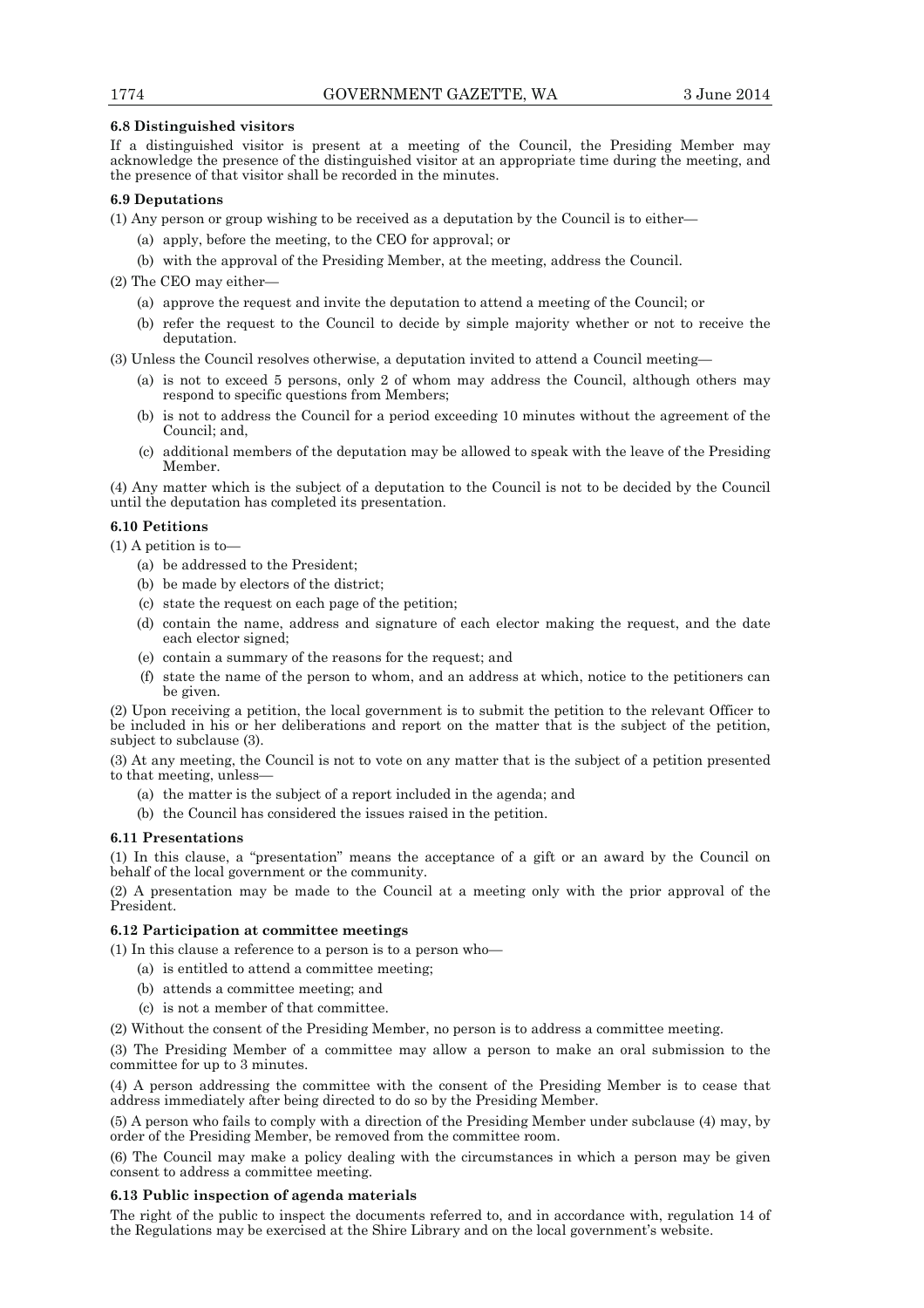**6.8 Distinguished visitors**

If a distinguished visitor is present at a meeting of the Council, the Presiding Member may acknowledge the presence of the distinguished visitor at an appropriate time during the meeting, and the presence of that visitor shall be recorded in the minutes.

**6.9 Deputations**

(1) Any person or group wishing to be received as a deputation by the Council is to either—

- (a) apply, before the meeting, to the CEO for approval; or
- (b) with the approval of the Presiding Member, at the meeting, address the Council.

(2) The CEO may either—

- (a) approve the request and invite the deputation to attend a meeting of the Council; or
- (b) refer the request to the Council to decide by simple majority whether or not to receive the deputation.

(3) Unless the Council resolves otherwise, a deputation invited to attend a Council meeting—

- (a) is not to exceed 5 persons, only 2 of whom may address the Council, although others may respond to specific questions from Members;
- (b) is not to address the Council for a period exceeding 10 minutes without the agreement of the Council; and,
- (c) additional members of the deputation may be allowed to speak with the leave of the Presiding Member.

(4) Any matter which is the subject of a deputation to the Council is not to be decided by the Council until the deputation has completed its presentation.

**6.10 Petitions**

(1) A petition is to—

- (a) be addressed to the President;
- (b) be made by electors of the district;
- (c) state the request on each page of the petition;
- (d) contain the name, address and signature of each elector making the request, and the date each elector signed;
- (e) contain a summary of the reasons for the request; and
- (f) state the name of the person to whom, and an address at which, notice to the petitioners can be given.

(2) Upon receiving a petition, the local government is to submit the petition to the relevant Officer to be included in his or her deliberations and report on the matter that is the subject of the petition, subject to subclause (3).

(3) At any meeting, the Council is not to vote on any matter that is the subject of a petition presented to that meeting, unless—

- (a) the matter is the subject of a report included in the agenda; and
- (b) the Council has considered the issues raised in the petition.

**6.11 Presentations**

(1) In this clause, a "presentation" means the acceptance of a gift or an award by the Council on behalf of the local government or the community.

(2) A presentation may be made to the Council at a meeting only with the prior approval of the President.

**6.12 Participation at committee meetings**

(1) In this clause a reference to a person is to a person who—

- (a) is entitled to attend a committee meeting;
- (b) attends a committee meeting; and
- (c) is not a member of that committee.

(2) Without the consent of the Presiding Member, no person is to address a committee meeting.

(3) The Presiding Member of a committee may allow a person to make an oral submission to the committee for up to 3 minutes.

(4) A person addressing the committee with the consent of the Presiding Member is to cease that address immediately after being directed to do so by the Presiding Member.

(5) A person who fails to comply with a direction of the Presiding Member under subclause (4) may, by order of the Presiding Member, be removed from the committee room.

(6) The Council may make a policy dealing with the circumstances in which a person may be given consent to address a committee meeting.

**6.13 Public inspection of agenda materials**

The right of the public to inspect the documents referred to, and in accordance with, regulation 14 of the Regulations may be exercised at the Shire Library and on the local government's website.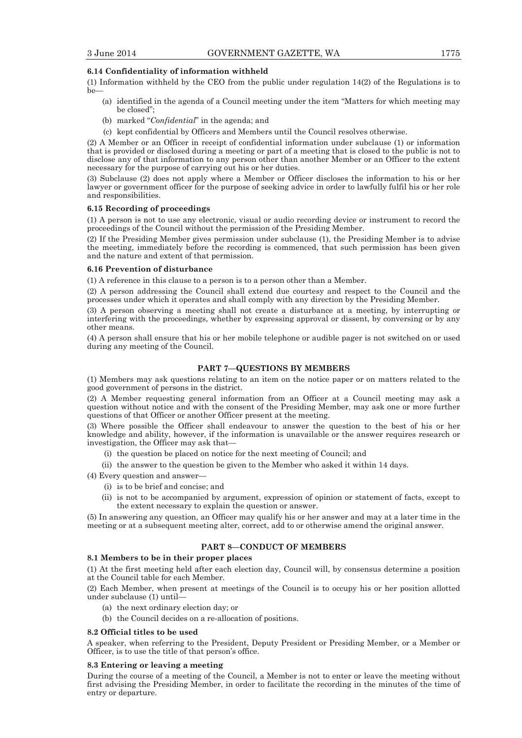### 6.14 Confidentiality of information withheld

(1) Information withheld by the CEO from the public under regulation 14(2) of the Regulations is to be—

- (a) identified in the agenda of a Council meeting under the item "Matters for which meeting may be closed";
- (b) marked "*Confidential*" in the agenda; and
- (c) kept confidential by Officers and Members until the Council resolves otherwise.

(2) A Member or an Officer in receipt of confidential information under subclause (1) or information that is provided or disclosed during a meeting or part of a meeting that is closed to the public is not to disclose any of that information to any person other than another Member or an Officer to the extent necessary for the purpose of carrying out his or her duties.

(3) Subclause (2) does not apply where a Member or Officer discloses the information to his or her lawyer or government officer for the purpose of seeking advice in order to lawfully fulfil his or her role and responsibilities.

### 6.15 Recording of proceedings

(1) A person is not to use any electronic, visual or audio recording device or instrument to record the proceedings of the Council without the permission of the Presiding Member.

(2) If the Presiding Member gives permission under subclause (1), the Presiding Member is to advise the meeting, immediately before the recording is commenced, that such permission has been given and the nature and extent of that permission.

### 6.16 Prevention of disturbance

(1) A reference in this clause to a person is to a person other than a Member.

(2) A person addressing the Council shall extend due courtesy and respect to the Council and the processes under which it operates and shall comply with any direction by the Presiding Member.

(3) A person observing a meeting shall not create a disturbance at a meeting, by interrupting or interfering with the proceedings, whether by expressing approval or dissent, by conversing or by any other means.

(4) A person shall ensure that his or her mobile telephone or audible pager is not switched on or used during any meeting of the Council.

## PART 7—QUESTIONS BY MEMBERS

(1) Members may ask questions relating to an item on the notice paper or on matters related to the good government of persons in the district.

(2) A Member requesting general information from an Officer at a Council meeting may ask a question without notice and with the consent of the Presiding Member, may ask one or more further questions of that Officer or another Officer present at the meeting.

(3) Where possible the Officer shall endeavour to answer the question to the best of his or her knowledge and ability, however, if the information is unavailable or the answer requires research or investigation, the Officer may ask that—

- (i) the question be placed on notice for the next meeting of Council; and
- (ii) the answer to the question be given to the Member who asked it within 14 days.

(4) Every question and answer—

- (i) is to be brief and concise; and
- (ii) is not to be accompanied by argument, expression of opinion or statement of facts, except to the extent necessary to explain the question or answer.

(5) In answering any question, an Officer may qualify his or her answer and may at a later time in the meeting or at a subsequent meeting alter, correct, add to or otherwise amend the original answer.

## PART 8—CONDUCT OF MEMBERS

### 8.1 Members to be in their proper places

(1) At the first meeting held after each election day, Council will, by consensus determine a position at the Council table for each Member.

(2) Each Member, when present at meetings of the Council is to occupy his or her position allotted under subclause (1) until—

- (a) the next ordinary election day; or
- (b) the Council decides on a re-allocation of positions.

### 8.2 Official titles to be used

A speaker, when referring to the President, Deputy President or Presiding Member, or a Member or Officer, is to use the title of that person's office.

### 8.3 Entering or leaving a meeting

During the course of a meeting of the Council, a Member is not to enter or leave the meeting without first advising the Presiding Member, in order to facilitate the recording in the minutes of the time of entry or departure.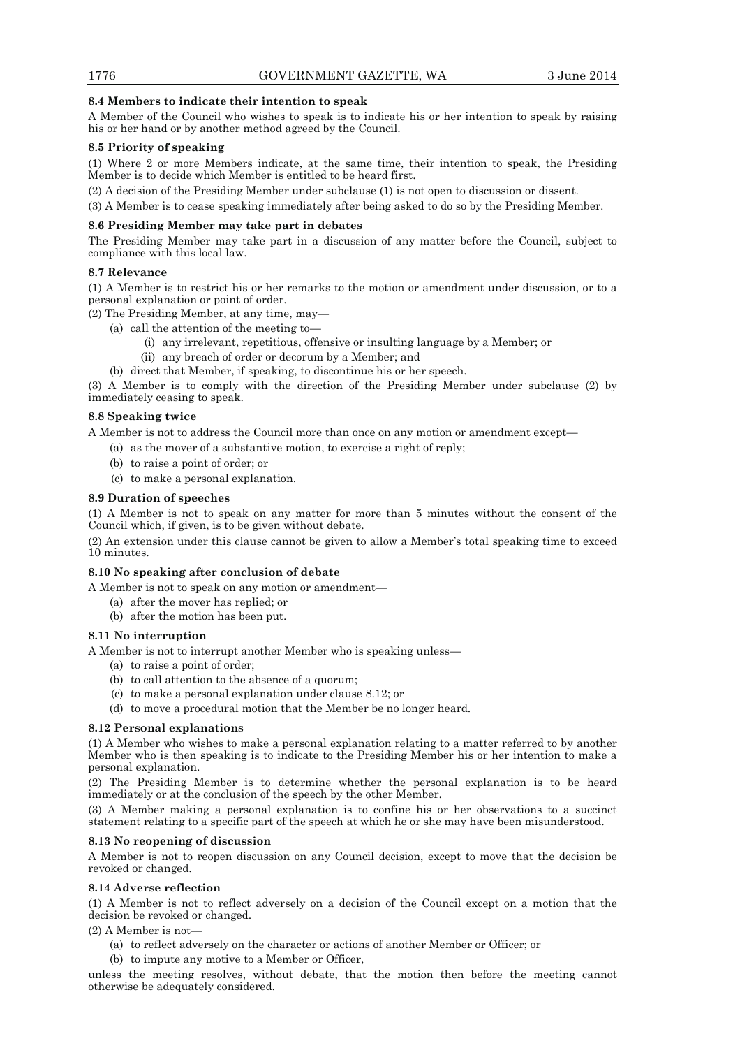**8.4 Members to indicate their intention to speak**

A Member of the Council who wishes to speak is to indicate his or her intention to speak by raising his or her hand or by another method agreed by the Council.

**8.5 Priority of speaking**

(1) Where 2 or more Members indicate, at the same time, their intention to speak, the Presiding Member is to decide which Member is entitled to be heard first.

(2) A decision of the Presiding Member under subclause (1) is not open to discussion or dissent.

(3) A Member is to cease speaking immediately after being asked to do so by the Presiding Member.

**8.6 Presiding Member may take part in debates**

The Presiding Member may take part in a discussion of any matter before the Council, subject to compliance with this local law.

**8.7 Relevance**

(1) A Member is to restrict his or her remarks to the motion or amendment under discussion, or to a personal explanation or point of order.

(2) The Presiding Member, at any time, may—

- (a) call the attention of the meeting to—
  - (i) any irrelevant, repetitious, offensive or insulting language by a Member; or
  - (ii) any breach of order or decorum by a Member; and
- (b) direct that Member, if speaking, to discontinue his or her speech.

(3) A Member is to comply with the direction of the Presiding Member under subclause (2) by immediately ceasing to speak.

**8.8 Speaking twice**

A Member is not to address the Council more than once on any motion or amendment except—

- (a) as the mover of a substantive motion, to exercise a right of reply;
- (b) to raise a point of order; or
- (c) to make a personal explanation.

**8.9 Duration of speeches**

(1) A Member is not to speak on any matter for more than 5 minutes without the consent of the Council which, if given, is to be given without debate.

(2) An extension under this clause cannot be given to allow a Member's total speaking time to exceed 10 minutes.

**8.10 No speaking after conclusion of debate**

A Member is not to speak on any motion or amendment—

- (a) after the mover has replied; or
- (b) after the motion has been put.

**8.11 No interruption**

A Member is not to interrupt another Member who is speaking unless—

- (a) to raise a point of order;
- (b) to call attention to the absence of a quorum;
- (c) to make a personal explanation under clause 8.12; or
- (d) to move a procedural motion that the Member be no longer heard.

**8.12 Personal explanations**

(1) A Member who wishes to make a personal explanation relating to a matter referred to by another Member who is then speaking is to indicate to the Presiding Member his or her intention to make a personal explanation.

(2) The Presiding Member is to determine whether the personal explanation is to be heard immediately or at the conclusion of the speech by the other Member.

(3) A Member making a personal explanation is to confine his or her observations to a succinct statement relating to a specific part of the speech at which he or she may have been misunderstood.

**8.13 No reopening of discussion**

A Member is not to reopen discussion on any Council decision, except to move that the decision be revoked or changed.

**8.14 Adverse reflection**

(1) A Member is not to reflect adversely on a decision of the Council except on a motion that the decision be revoked or changed.

(2) A Member is not—

- (a) to reflect adversely on the character or actions of another Member or Officer; or
- (b) to impute any motive to a Member or Officer,

unless the meeting resolves, without debate, that the motion then before the meeting cannot otherwise be adequately considered.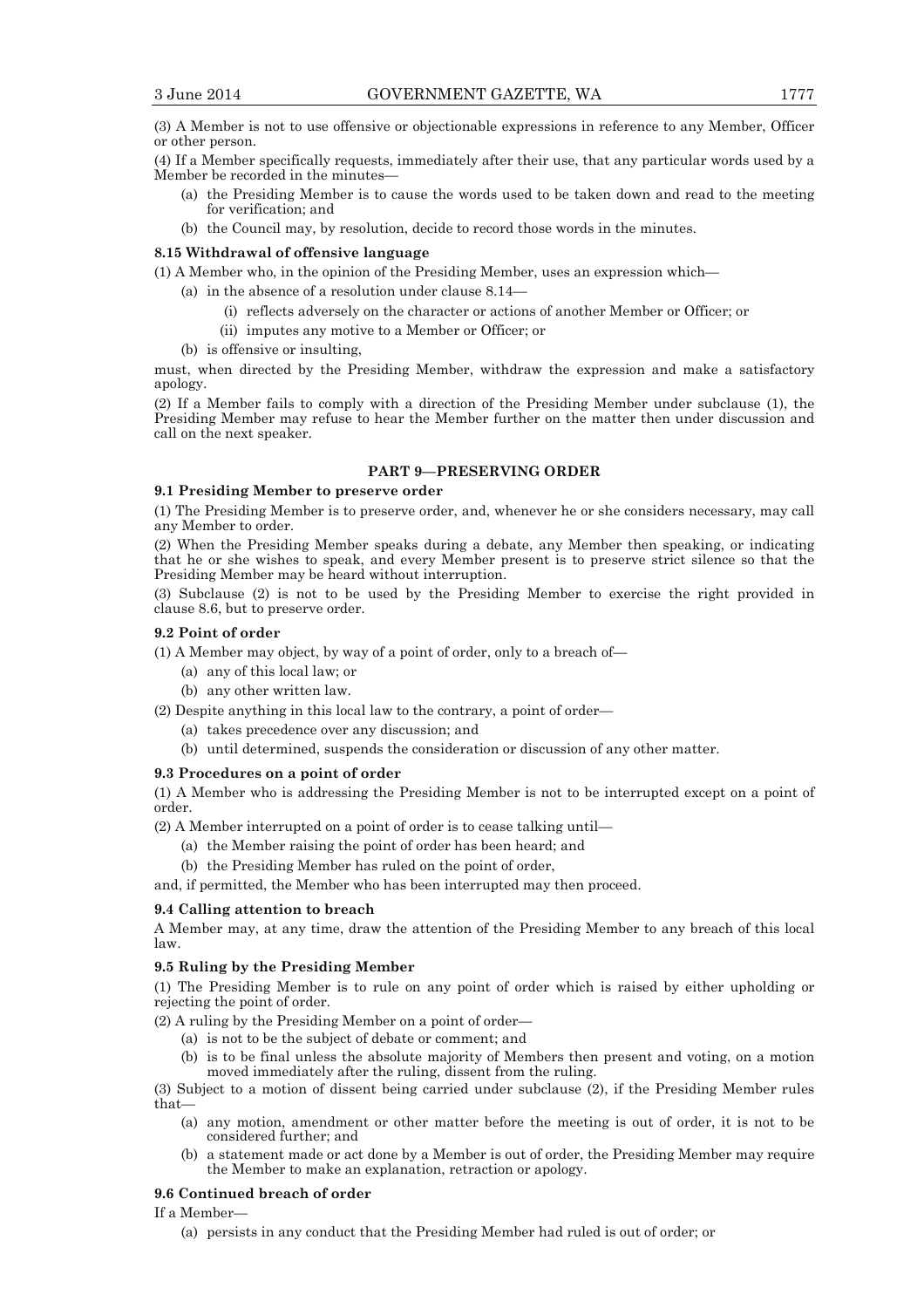(3) A Member is not to use offensive or objectionable expressions in reference to any Member, Officer or other person.

(4) If a Member specifically requests, immediately after their use, that any particular words used by a Member be recorded in the minutes—

- (a) the Presiding Member is to cause the words used to be taken down and read to the meeting for verification; and
- (b) the Council may, by resolution, decide to record those words in the minutes.

**8.15 Withdrawal of offensive language**

(1) A Member who, in the opinion of the Presiding Member, uses an expression which—

- (a) in the absence of a resolution under clause 8.14—
  - (i) reflects adversely on the character or actions of another Member or Officer; or
  - (ii) imputes any motive to a Member or Officer; or
- (b) is offensive or insulting,

must, when directed by the Presiding Member, withdraw the expression and make a satisfactory apology.

(2) If a Member fails to comply with a direction of the Presiding Member under subclause (1), the Presiding Member may refuse to hear the Member further on the matter then under discussion and call on the next speaker.

## PART 9—PRESERVING ORDER

**9.1 Presiding Member to preserve order**

(1) The Presiding Member is to preserve order, and, whenever he or she considers necessary, may call any Member to order.

(2) When the Presiding Member speaks during a debate, any Member then speaking, or indicating that he or she wishes to speak, and every Member present is to preserve strict silence so that the Presiding Member may be heard without interruption.

(3) Subclause (2) is not to be used by the Presiding Member to exercise the right provided in clause 8.6, but to preserve order.

**9.2 Point of order**

(1) A Member may object, by way of a point of order, only to a breach of—

- (a) any of this local law; or
- (b) any other written law.

(2) Despite anything in this local law to the contrary, a point of order—

- (a) takes precedence over any discussion; and
- (b) until determined, suspends the consideration or discussion of any other matter.

**9.3 Procedures on a point of order**

(1) A Member who is addressing the Presiding Member is not to be interrupted except on a point of order.

(2) A Member interrupted on a point of order is to cease talking until—

- (a) the Member raising the point of order has been heard; and
- (b) the Presiding Member has ruled on the point of order,

and, if permitted, the Member who has been interrupted may then proceed.

**9.4 Calling attention to breach**

A Member may, at any time, draw the attention of the Presiding Member to any breach of this local law.

**9.5 Ruling by the Presiding Member**

(1) The Presiding Member is to rule on any point of order which is raised by either upholding or rejecting the point of order.

(2) A ruling by the Presiding Member on a point of order—

- (a) is not to be the subject of debate or comment; and
- (b) is to be final unless the absolute majority of Members then present and voting, on a motion moved immediately after the ruling, dissent from the ruling.

(3) Subject to a motion of dissent being carried under subclause (2), if the Presiding Member rules that—

- (a) any motion, amendment or other matter before the meeting is out of order, it is not to be considered further; and
- (b) a statement made or act done by a Member is out of order, the Presiding Member may require the Member to make an explanation, retraction or apology.

**9.6 Continued breach of order**

If a Member—

- (a) persists in any conduct that the Presiding Member had ruled is out of order; or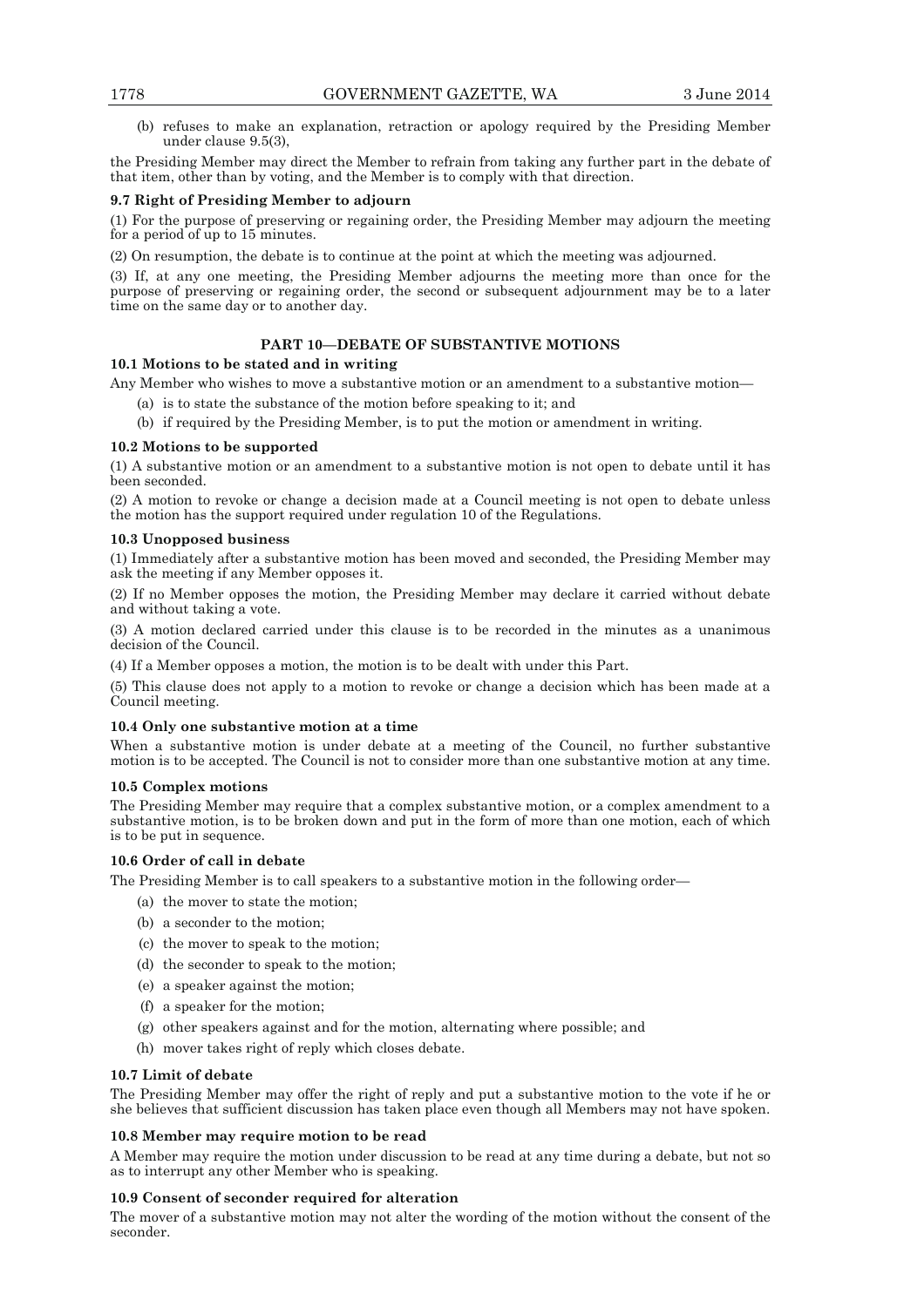(b) refuses to make an explanation, retraction or apology required by the Presiding Member under clause 9.5(3),

the Presiding Member may direct the Member to refrain from taking any further part in the debate of that item, other than by voting, and the Member is to comply with that direction.

**9.7 Right of Presiding Member to adjourn**

(1) For the purpose of preserving or regaining order, the Presiding Member may adjourn the meeting for a period of up to 15 minutes.

(2) On resumption, the debate is to continue at the point at which the meeting was adjourned.

(3) If, at any one meeting, the Presiding Member adjourns the meeting more than once for the purpose of preserving or regaining order, the second or subsequent adjournment may be to a later time on the same day or to another day.

## PART 10—DEBATE OF SUBSTANTIVE MOTIONS

**10.1 Motions to be stated and in writing**

Any Member who wishes to move a substantive motion or an amendment to a substantive motion—

(a) is to state the substance of the motion before speaking to it; and

(b) if required by the Presiding Member, is to put the motion or amendment in writing.

**10.2 Motions to be supported**

(1) A substantive motion or an amendment to a substantive motion is not open to debate until it has been seconded.

(2) A motion to revoke or change a decision made at a Council meeting is not open to debate unless the motion has the support required under regulation 10 of the Regulations.

**10.3 Unopposed business**

(1) Immediately after a substantive motion has been moved and seconded, the Presiding Member may ask the meeting if any Member opposes it.

(2) If no Member opposes the motion, the Presiding Member may declare it carried without debate and without taking a vote.

(3) A motion declared carried under this clause is to be recorded in the minutes as a unanimous decision of the Council.

(4) If a Member opposes a motion, the motion is to be dealt with under this Part.

(5) This clause does not apply to a motion to revoke or change a decision which has been made at a Council meeting.

**10.4 Only one substantive motion at a time**

When a substantive motion is under debate at a meeting of the Council, no further substantive motion is to be accepted. The Council is not to consider more than one substantive motion at any time.

**10.5 Complex motions**

The Presiding Member may require that a complex substantive motion, or a complex amendment to a substantive motion, is to be broken down and put in the form of more than one motion, each of which is to be put in sequence.

**10.6 Order of call in debate**

The Presiding Member is to call speakers to a substantive motion in the following order—

(a) the mover to state the motion;

(b) a seconder to the motion;

(c) the mover to speak to the motion;

(d) the seconder to speak to the motion;

(e) a speaker against the motion;

(f) a speaker for the motion;

(g) other speakers against and for the motion, alternating where possible; and

(h) mover takes right of reply which closes debate.

**10.7 Limit of debate**

The Presiding Member may offer the right of reply and put a substantive motion to the vote if he or she believes that sufficient discussion has taken place even though all Members may not have spoken.

**10.8 Member may require motion to be read**

A Member may require the motion under discussion to be read at any time during a debate, but not so as to interrupt any other Member who is speaking.

**10.9 Consent of seconder required for alteration**

The mover of a substantive motion may not alter the wording of the motion without the consent of the seconder.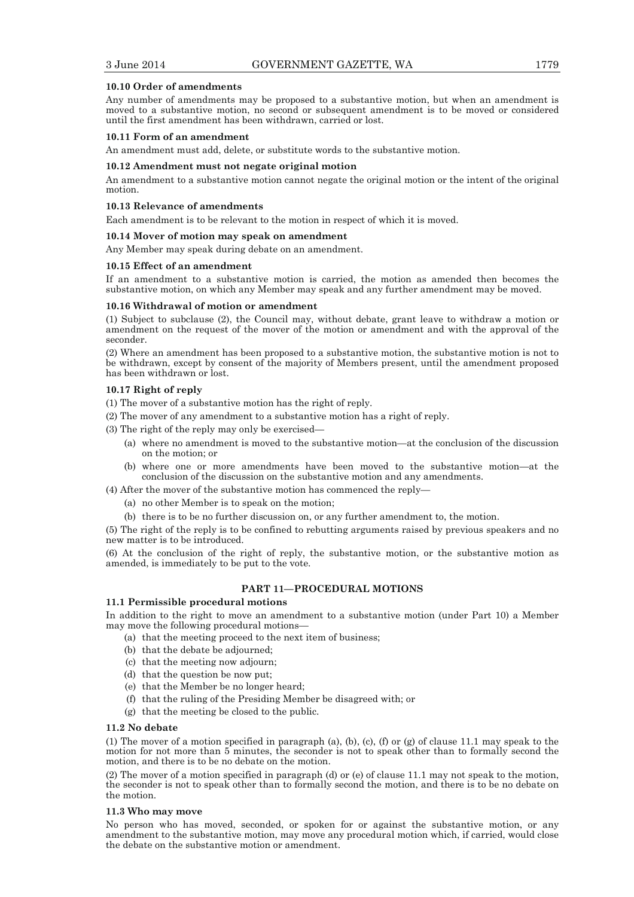#### 10.10 Order of amendments

Any number of amendments may be proposed to a substantive motion, but when an amendment is moved to a substantive motion, no second or subsequent amendment is to be moved or considered until the first amendment has been withdrawn, carried or lost.

#### 10.11 Form of an amendment

An amendment must add, delete, or substitute words to the substantive motion.

#### 10.12 Amendment must not negate original motion

An amendment to a substantive motion cannot negate the original motion or the intent of the original motion.

#### 10.13 Relevance of amendments

Each amendment is to be relevant to the motion in respect of which it is moved.

#### 10.14 Mover of motion may speak on amendment

Any Member may speak during debate on an amendment.

#### 10.15 Effect of an amendment

If an amendment to a substantive motion is carried, the motion as amended then becomes the substantive motion, on which any Member may speak and any further amendment may be moved.

#### 10.16 Withdrawal of motion or amendment

(1) Subject to subclause (2), the Council may, without debate, grant leave to withdraw a motion or amendment on the request of the mover of the motion or amendment and with the approval of the seconder.

(2) Where an amendment has been proposed to a substantive motion, the substantive motion is not to be withdrawn, except by consent of the majority of Members present, until the amendment proposed has been withdrawn or lost.

#### 10.17 Right of reply

(1) The mover of a substantive motion has the right of reply.

(2) The mover of any amendment to a substantive motion has a right of reply.

(3) The right of the reply may only be exercised—

- (a) where no amendment is moved to the substantive motion—at the conclusion of the discussion on the motion; or
- (b) where one or more amendments have been moved to the substantive motion—at the conclusion of the discussion on the substantive motion and any amendments.

(4) After the mover of the substantive motion has commenced the reply—

- (a) no other Member is to speak on the motion;
- (b) there is to be no further discussion on, or any further amendment to, the motion.

(5) The right of the reply is to be confined to rebutting arguments raised by previous speakers and no new matter is to be introduced.

(6) At the conclusion of the right of reply, the substantive motion, or the substantive motion as amended, is immediately to be put to the vote.

## PART 11—PROCEDURAL MOTIONS

#### 11.1 Permissible procedural motions

In addition to the right to move an amendment to a substantive motion (under Part 10) a Member may move the following procedural motions—

- (a) that the meeting proceed to the next item of business;
- (b) that the debate be adjourned;
- (c) that the meeting now adjourn;
- (d) that the question be now put;
- (e) that the Member be no longer heard;
- (f) that the ruling of the Presiding Member be disagreed with; or
- (g) that the meeting be closed to the public.

#### 11.2 No debate

(1) The mover of a motion specified in paragraph (a), (b), (c), (f) or (g) of clause 11.1 may speak to the motion for not more than 5 minutes, the seconder is not to speak other than to formally second the motion, and there is to be no debate on the motion.

(2) The mover of a motion specified in paragraph (d) or (e) of clause 11.1 may not speak to the motion, the seconder is not to speak other than to formally second the motion, and there is to be no debate on the motion.

#### 11.3 Who may move

No person who has moved, seconded, or spoken for or against the substantive motion, or any amendment to the substantive motion, may move any procedural motion which, if carried, would close the debate on the substantive motion or amendment.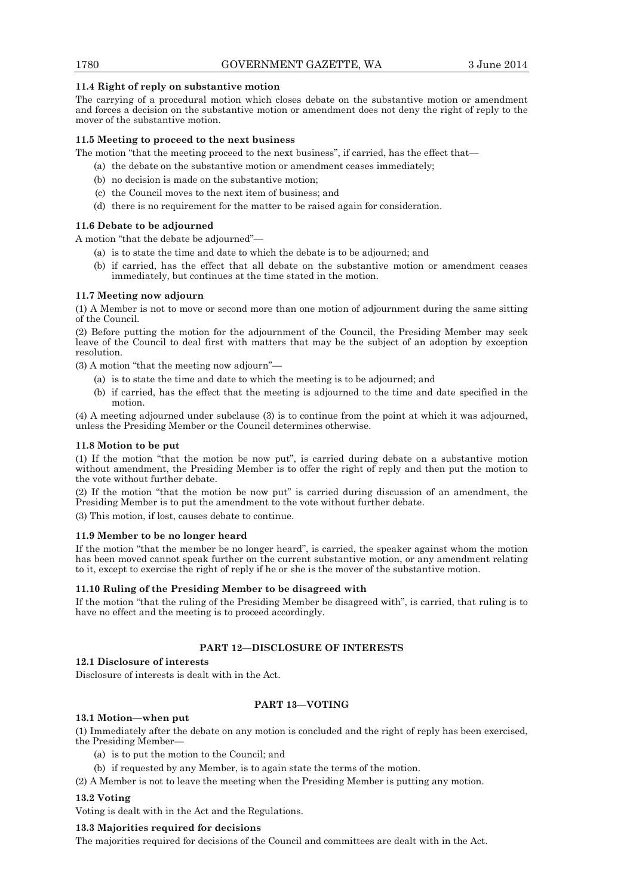#### 11.4 Right of reply on substantive motion

The carrying of a procedural motion which closes debate on the substantive motion or amendment and forces a decision on the substantive motion or amendment does not deny the right of reply to the mover of the substantive motion.

#### 11.5 Meeting to proceed to the next business

The motion "that the meeting proceed to the next business", if carried, has the effect that—

- (a) the debate on the substantive motion or amendment ceases immediately;
- (b) no decision is made on the substantive motion;
- (c) the Council moves to the next item of business; and
- (d) there is no requirement for the matter to be raised again for consideration.

#### 11.6 Debate to be adjourned

A motion "that the debate be adjourned"—

- (a) is to state the time and date to which the debate is to be adjourned; and
- (b) if carried, has the effect that all debate on the substantive motion or amendment ceases immediately, but continues at the time stated in the motion.

#### 11.7 Meeting now adjourn

(1) A Member is not to move or second more than one motion of adjournment during the same sitting of the Council.

(2) Before putting the motion for the adjournment of the Council, the Presiding Member may seek leave of the Council to deal first with matters that may be the subject of an adoption by exception resolution.

(3) A motion "that the meeting now adjourn"—

- (a) is to state the time and date to which the meeting is to be adjourned; and
- (b) if carried, has the effect that the meeting is adjourned to the time and date specified in the motion.

(4) A meeting adjourned under subclause (3) is to continue from the point at which it was adjourned, unless the Presiding Member or the Council determines otherwise.

#### 11.8 Motion to be put

(1) If the motion "that the motion be now put", is carried during debate on a substantive motion without amendment, the Presiding Member is to offer the right of reply and then put the motion to the vote without further debate.

(2) If the motion "that the motion be now put" is carried during discussion of an amendment, the Presiding Member is to put the amendment to the vote without further debate.

(3) This motion, if lost, causes debate to continue.

#### 11.9 Member to be no longer heard

If the motion "that the member be no longer heard", is carried, the speaker against whom the motion has been moved cannot speak further on the current substantive motion, or any amendment relating to it, except to exercise the right of reply if he or she is the mover of the substantive motion.

#### 11.10 Ruling of the Presiding Member to be disagreed with

If the motion "that the ruling of the Presiding Member be disagreed with", is carried, that ruling is to have no effect and the meeting is to proceed accordingly.

## PART 12—DISCLOSURE OF INTERESTS

#### 12.1 Disclosure of interests

Disclosure of interests is dealt with in the Act.

## PART 13—VOTING

#### 13.1 Motion—when put

(1) Immediately after the debate on any motion is concluded and the right of reply has been exercised, the Presiding Member—

- (a) is to put the motion to the Council; and
- (b) if requested by any Member, is to again state the terms of the motion.

(2) A Member is not to leave the meeting when the Presiding Member is putting any motion.

#### 13.2 Voting

Voting is dealt with in the Act and the Regulations.

#### 13.3 Majorities required for decisions

The majorities required for decisions of the Council and committees are dealt with in the Act.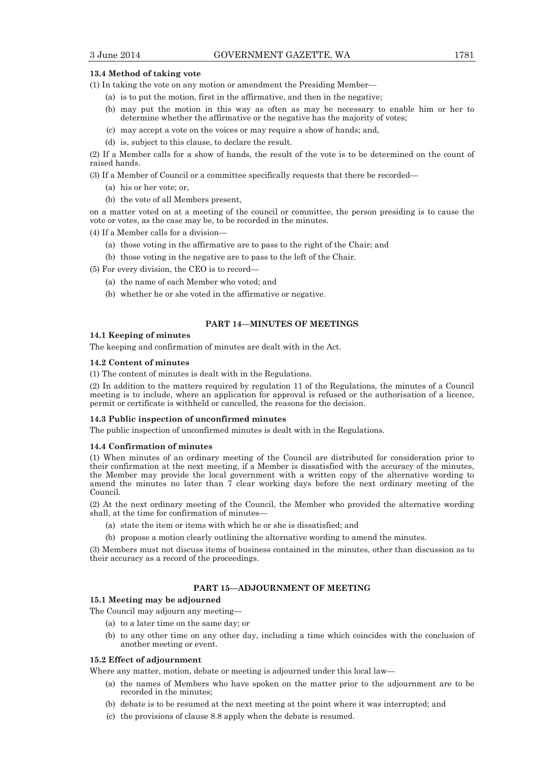### 13.4 Method of taking vote

(1) In taking the vote on any motion or amendment the Presiding Member—

- (a) is to put the motion, first in the affirmative, and then in the negative;
- (b) may put the motion in this way as often as may be necessary to enable him or her to determine whether the affirmative or the negative has the majority of votes;
- (c) may accept a vote on the voices or may require a show of hands; and,
- (d) is, subject to this clause, to declare the result.

(2) If a Member calls for a show of hands, the result of the vote is to be determined on the count of raised hands.

(3) If a Member of Council or a committee specifically requests that there be recorded—

- (a) his or her vote; or,
- (b) the vote of all Members present,

on a matter voted on at a meeting of the council or committee, the person presiding is to cause the vote or votes, as the case may be, to be recorded in the minutes.

(4) If a Member calls for a division—

- (a) those voting in the affirmative are to pass to the right of the Chair; and
- (b) those voting in the negative are to pass to the left of the Chair.

(5) For every division, the CEO is to record—

- (a) the name of each Member who voted; and
- (b) whether he or she voted in the affirmative or negative.

## PART 14—MINUTES OF MEETINGS

### 14.1 Keeping of minutes

The keeping and confirmation of minutes are dealt with in the Act.

### 14.2 Content of minutes

(1) The content of minutes is dealt with in the Regulations.

(2) In addition to the matters required by regulation 11 of the Regulations, the minutes of a Council meeting is to include, where an application for approval is refused or the authorisation of a licence, permit or certificate is withheld or cancelled, the reasons for the decision.

### 14.3 Public inspection of unconfirmed minutes

The public inspection of unconfirmed minutes is dealt with in the Regulations.

### 14.4 Confirmation of minutes

(1) When minutes of an ordinary meeting of the Council are distributed for consideration prior to their confirmation at the next meeting, if a Member is dissatisfied with the accuracy of the minutes, the Member may provide the local government with a written copy of the alternative wording to amend the minutes no later than 7 clear working days before the next ordinary meeting of the Council.

(2) At the next ordinary meeting of the Council, the Member who provided the alternative wording shall, at the time for confirmation of minutes—

- (a) state the item or items with which he or she is dissatisfied; and
- (b) propose a motion clearly outlining the alternative wording to amend the minutes.

(3) Members must not discuss items of business contained in the minutes, other than discussion as to their accuracy as a record of the proceedings.

## PART 15—ADJOURNMENT OF MEETING

### 15.1 Meeting may be adjourned

The Council may adjourn any meeting—

- (a) to a later time on the same day; or
- (b) to any other time on any other day, including a time which coincides with the conclusion of another meeting or event.

### 15.2 Effect of adjournment

Where any matter, motion, debate or meeting is adjourned under this local law—

- (a) the names of Members who have spoken on the matter prior to the adjournment are to be recorded in the minutes;
- (b) debate is to be resumed at the next meeting at the point where it was interrupted; and
- (c) the provisions of clause 8.8 apply when the debate is resumed.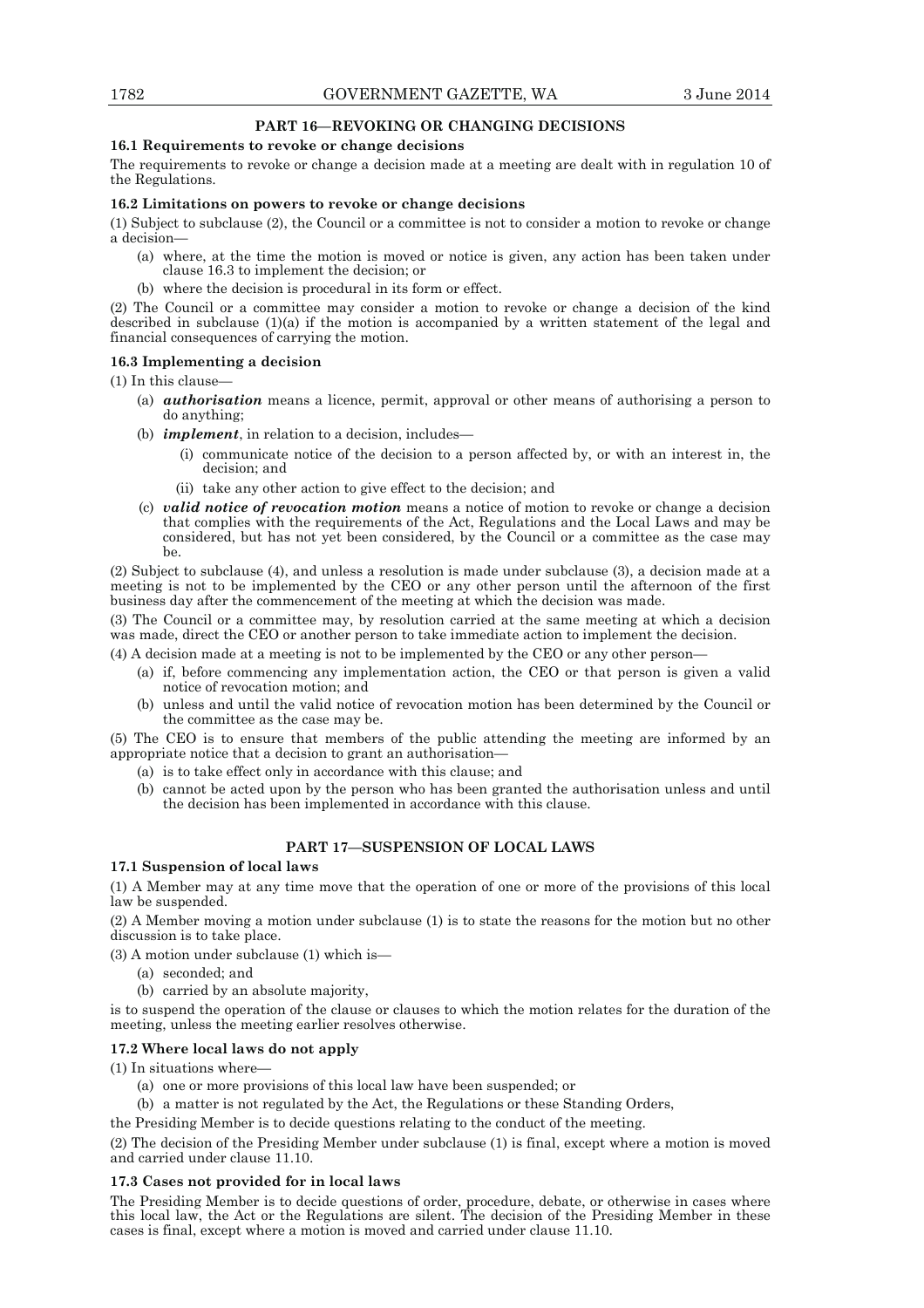## PART 16—REVOKING OR CHANGING DECISIONS

### 16.1 Requirements to revoke or change decisions

The requirements to revoke or change a decision made at a meeting are dealt with in regulation 10 of the Regulations.

### 16.2 Limitations on powers to revoke or change decisions

(1) Subject to subclause (2), the Council or a committee is not to consider a motion to revoke or change a decision—

- (a) where, at the time the motion is moved or notice is given, any action has been taken under clause 16.3 to implement the decision; or
- (b) where the decision is procedural in its form or effect.

(2) The Council or a committee may consider a motion to revoke or change a decision of the kind described in subclause (1)(a) if the motion is accompanied by a written statement of the legal and financial consequences of carrying the motion.

### 16.3 Implementing a decision

(1) In this clause—

- (a) ***authorisation*** means a licence, permit, approval or other means of authorising a person to do anything;
- (b) ***implement***, in relation to a decision, includes—
  - (i) communicate notice of the decision to a person affected by, or with an interest in, the decision; and
  - (ii) take any other action to give effect to the decision; and
- (c) ***valid notice of revocation motion*** means a notice of motion to revoke or change a decision that complies with the requirements of the Act, Regulations and the Local Laws and may be considered, but has not yet been considered, by the Council or a committee as the case may be.

(2) Subject to subclause (4), and unless a resolution is made under subclause (3), a decision made at a meeting is not to be implemented by the CEO or any other person until the afternoon of the first business day after the commencement of the meeting at which the decision was made.

(3) The Council or a committee may, by resolution carried at the same meeting at which a decision was made, direct the CEO or another person to take immediate action to implement the decision.

(4) A decision made at a meeting is not to be implemented by the CEO or any other person—

- (a) if, before commencing any implementation action, the CEO or that person is given a valid notice of revocation motion; and
- (b) unless and until the valid notice of revocation motion has been determined by the Council or the committee as the case may be.

(5) The CEO is to ensure that members of the public attending the meeting are informed by an appropriate notice that a decision to grant an authorisation—

- (a) is to take effect only in accordance with this clause; and
- (b) cannot be acted upon by the person who has been granted the authorisation unless and until the decision has been implemented in accordance with this clause.

## PART 17—SUSPENSION OF LOCAL LAWS

### 17.1 Suspension of local laws

(1) A Member may at any time move that the operation of one or more of the provisions of this local law be suspended.

(2) A Member moving a motion under subclause (1) is to state the reasons for the motion but no other discussion is to take place.

(3) A motion under subclause (1) which is—

- (a) seconded; and
- (b) carried by an absolute majority,

is to suspend the operation of the clause or clauses to which the motion relates for the duration of the meeting, unless the meeting earlier resolves otherwise.

### 17.2 Where local laws do not apply

(1) In situations where—

- (a) one or more provisions of this local law have been suspended; or
- (b) a matter is not regulated by the Act, the Regulations or these Standing Orders,

the Presiding Member is to decide questions relating to the conduct of the meeting.

(2) The decision of the Presiding Member under subclause (1) is final, except where a motion is moved and carried under clause 11.10.

### 17.3 Cases not provided for in local laws

The Presiding Member is to decide questions of order, procedure, debate, or otherwise in cases where this local law, the Act or the Regulations are silent. The decision of the Presiding Member in these cases is final, except where a motion is moved and carried under clause 11.10.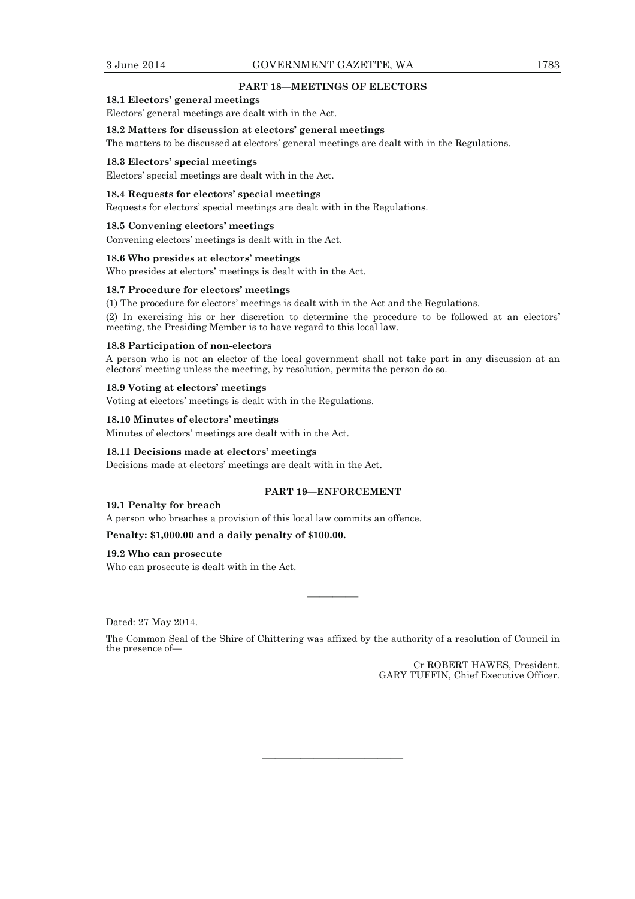## PART 18—MEETINGS OF ELECTORS

**18.1 Electors' general meetings**

Electors' general meetings are dealt with in the Act.

**18.2 Matters for discussion at electors' general meetings**

The matters to be discussed at electors' general meetings are dealt with in the Regulations.

**18.3 Electors' special meetings**

Electors' special meetings are dealt with in the Act.

**18.4 Requests for electors' special meetings**

Requests for electors' special meetings are dealt with in the Regulations.

**18.5 Convening electors' meetings**

Convening electors' meetings is dealt with in the Act.

**18.6 Who presides at electors' meetings**

Who presides at electors' meetings is dealt with in the Act.

**18.7 Procedure for electors' meetings**

(1) The procedure for electors' meetings is dealt with in the Act and the Regulations.

(2) In exercising his or her discretion to determine the procedure to be followed at an electors' meeting, the Presiding Member is to have regard to this local law.

**18.8 Participation of non-electors**

A person who is not an elector of the local government shall not take part in any discussion at an electors' meeting unless the meeting, by resolution, permits the person do so.

**18.9 Voting at electors' meetings**

Voting at electors' meetings is dealt with in the Regulations.

**18.10 Minutes of electors' meetings**

Minutes of electors' meetings are dealt with in the Act.

**18.11 Decisions made at electors' meetings**

Decisions made at electors' meetings are dealt with in the Act.

## PART 19—ENFORCEMENT

**19.1 Penalty for breach**

A person who breaches a provision of this local law commits an offence.

**Penalty: $1,000.00 and a daily penalty of $100.00.**

**19.2 Who can prosecute**

Who can prosecute is dealt with in the Act.

---

Dated: 27 May 2014.

The Common Seal of the Shire of Chittering was affixed by the authority of a resolution of Council in the presence of—

Cr ROBERT HAWES, President.
GARY TUFFIN, Chief Executive Officer.

---